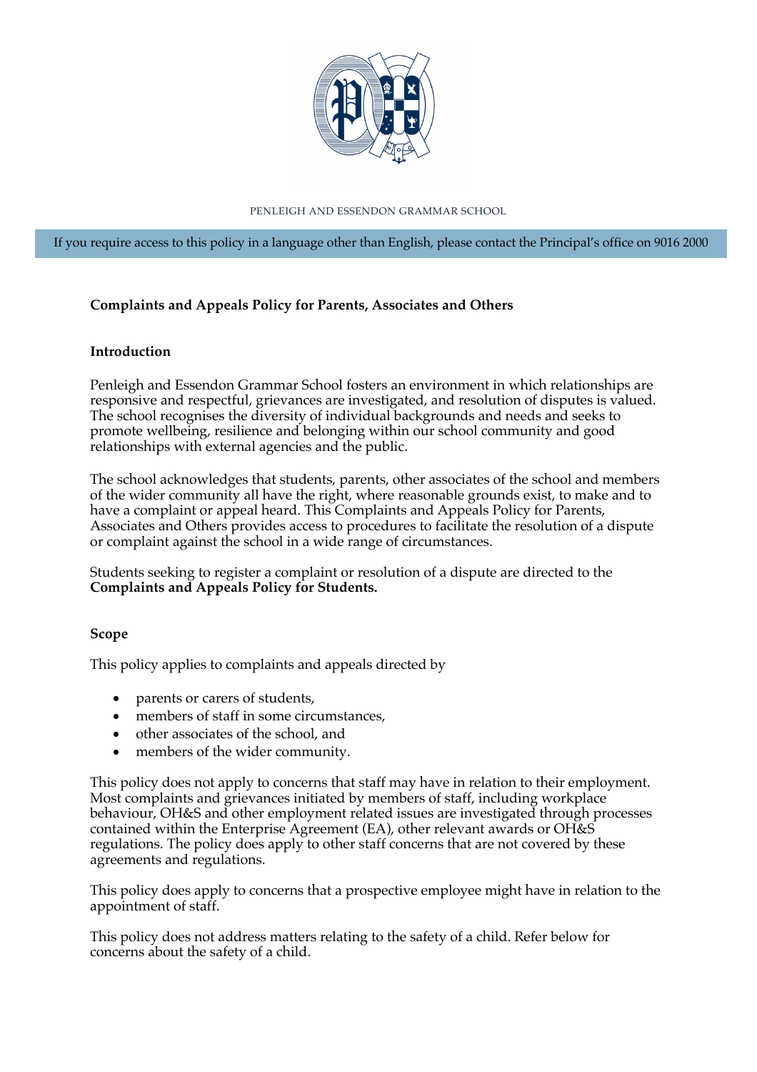PENLEIGH AND ESSENDON GRAMMAR SCHOOL

If you require access to this policy in a language other than English, please contact the Principal's office on 9016 2000

# Complaints and Appeals Policy for Parents, Associates and Others

## Introduction

Penleigh and Essendon Grammar School fosters an environment in which relationships are responsive and respectful, grievances are investigated, and resolution of disputes is valued. The school recognises the diversity of individual backgrounds and needs and seeks to promote wellbeing, resilience and belonging within our school community and good relationships with external agencies and the public.

The school acknowledges that students, parents, other associates of the school and members of the wider community all have the right, where reasonable grounds exist, to make and to have a complaint or appeal heard. This Complaints and Appeals Policy for Parents, Associates and Others provides access to procedures to facilitate the resolution of a dispute or complaint against the school in a wide range of circumstances.

Students seeking to register a complaint or resolution of a dispute are directed to the **Complaints and Appeals Policy for Students.**

## Scope

This policy applies to complaints and appeals directed by

- parents or carers of students,
- members of staff in some circumstances,
- other associates of the school, and
- members of the wider community.

This policy does not apply to concerns that staff may have in relation to their employment. Most complaints and grievances initiated by members of staff, including workplace behaviour, OH&S and other employment related issues are investigated through processes contained within the Enterprise Agreement (EA), other relevant awards or OH&S regulations. The policy does apply to other staff concerns that are not covered by these agreements and regulations.

This policy does apply to concerns that a prospective employee might have in relation to the appointment of staff.

This policy does not address matters relating to the safety of a child. Refer below for concerns about the safety of a child.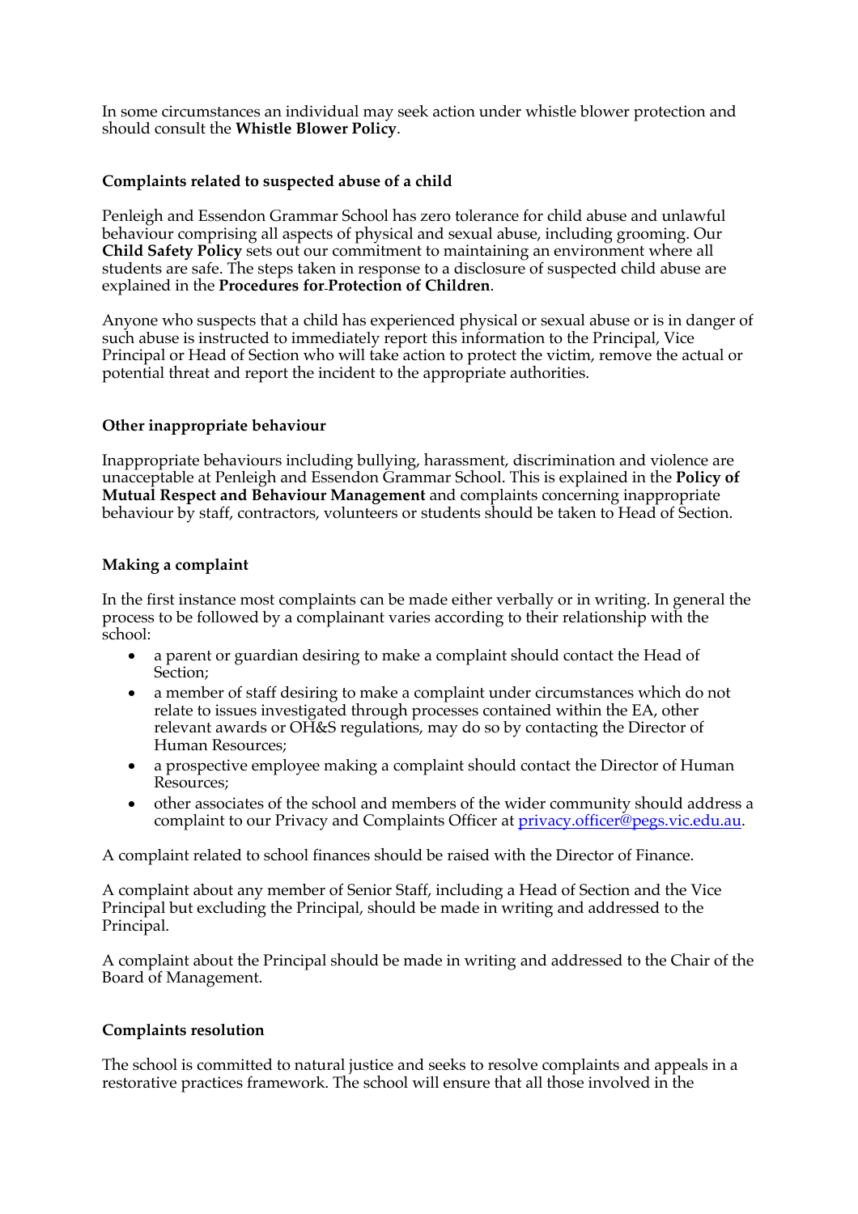In some circumstances an individual may seek action under whistle blower protection and should consult the **Whistle Blower Policy**.

### Complaints related to suspected abuse of a child

Penleigh and Essendon Grammar School has zero tolerance for child abuse and unlawful behaviour comprising all aspects of physical and sexual abuse, including grooming. Our **Child Safety Policy** sets out our commitment to maintaining an environment where all students are safe. The steps taken in response to a disclosure of suspected child abuse are explained in the **Procedures for Protection of Children**.

Anyone who suspects that a child has experienced physical or sexual abuse or is in danger of such abuse is instructed to immediately report this information to the Principal, Vice Principal or Head of Section who will take action to protect the victim, remove the actual or potential threat and report the incident to the appropriate authorities.

### Other inappropriate behaviour

Inappropriate behaviours including bullying, harassment, discrimination and violence are unacceptable at Penleigh and Essendon Grammar School. This is explained in the **Policy of Mutual Respect and Behaviour Management** and complaints concerning inappropriate behaviour by staff, contractors, volunteers or students should be taken to Head of Section.

### Making a complaint

In the first instance most complaints can be made either verbally or in writing. In general the process to be followed by a complainant varies according to their relationship with the school:

- a parent or guardian desiring to make a complaint should contact the Head of Section;
- a member of staff desiring to make a complaint under circumstances which do not relate to issues investigated through processes contained within the EA, other relevant awards or OH&S regulations, may do so by contacting the Director of Human Resources;
- a prospective employee making a complaint should contact the Director of Human Resources;
- other associates of the school and members of the wider community should address a complaint to our Privacy and Complaints Officer at privacy.officer@pegs.vic.edu.au.

A complaint related to school finances should be raised with the Director of Finance.

A complaint about any member of Senior Staff, including a Head of Section and the Vice Principal but excluding the Principal, should be made in writing and addressed to the Principal.

A complaint about the Principal should be made in writing and addressed to the Chair of the Board of Management.

### Complaints resolution

The school is committed to natural justice and seeks to resolve complaints and appeals in a restorative practices framework. The school will ensure that all those involved in the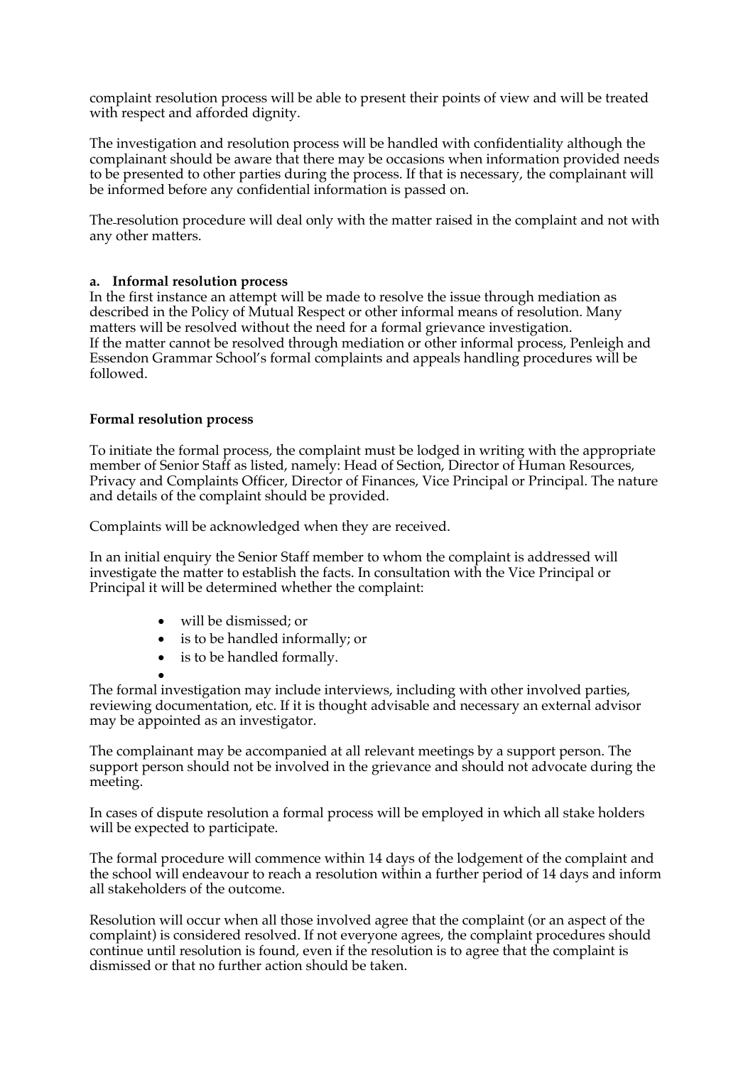complaint resolution process will be able to present their points of view and will be treated with respect and afforded dignity.

The investigation and resolution process will be handled with confidentiality although the complainant should be aware that there may be occasions when information provided needs to be presented to other parties during the process. If that is necessary, the complainant will be informed before any confidential information is passed on.

The resolution procedure will deal only with the matter raised in the complaint and not with any other matters.

**a. Informal resolution process**

In the first instance an attempt will be made to resolve the issue through mediation as described in the Policy of Mutual Respect or other informal means of resolution. Many matters will be resolved without the need for a formal grievance investigation.
If the matter cannot be resolved through mediation or other informal process, Penleigh and Essendon Grammar School's formal complaints and appeals handling procedures will be followed.

**Formal resolution process**

To initiate the formal process, the complaint must be lodged in writing with the appropriate member of Senior Staff as listed, namely: Head of Section, Director of Human Resources, Privacy and Complaints Officer, Director of Finances, Vice Principal or Principal. The nature and details of the complaint should be provided.

Complaints will be acknowledged when they are received.

In an initial enquiry the Senior Staff member to whom the complaint is addressed will investigate the matter to establish the facts. In consultation with the Vice Principal or Principal it will be determined whether the complaint:

- will be dismissed; or
- is to be handled informally; or
- is to be handled formally.

The formal investigation may include interviews, including with other involved parties, reviewing documentation, etc. If it is thought advisable and necessary an external advisor may be appointed as an investigator.

The complainant may be accompanied at all relevant meetings by a support person. The support person should not be involved in the grievance and should not advocate during the meeting.

In cases of dispute resolution a formal process will be employed in which all stake holders will be expected to participate.

The formal procedure will commence within 14 days of the lodgement of the complaint and the school will endeavour to reach a resolution within a further period of 14 days and inform all stakeholders of the outcome.

Resolution will occur when all those involved agree that the complaint (or an aspect of the complaint) is considered resolved. If not everyone agrees, the complaint procedures should continue until resolution is found, even if the resolution is to agree that the complaint is dismissed or that no further action should be taken.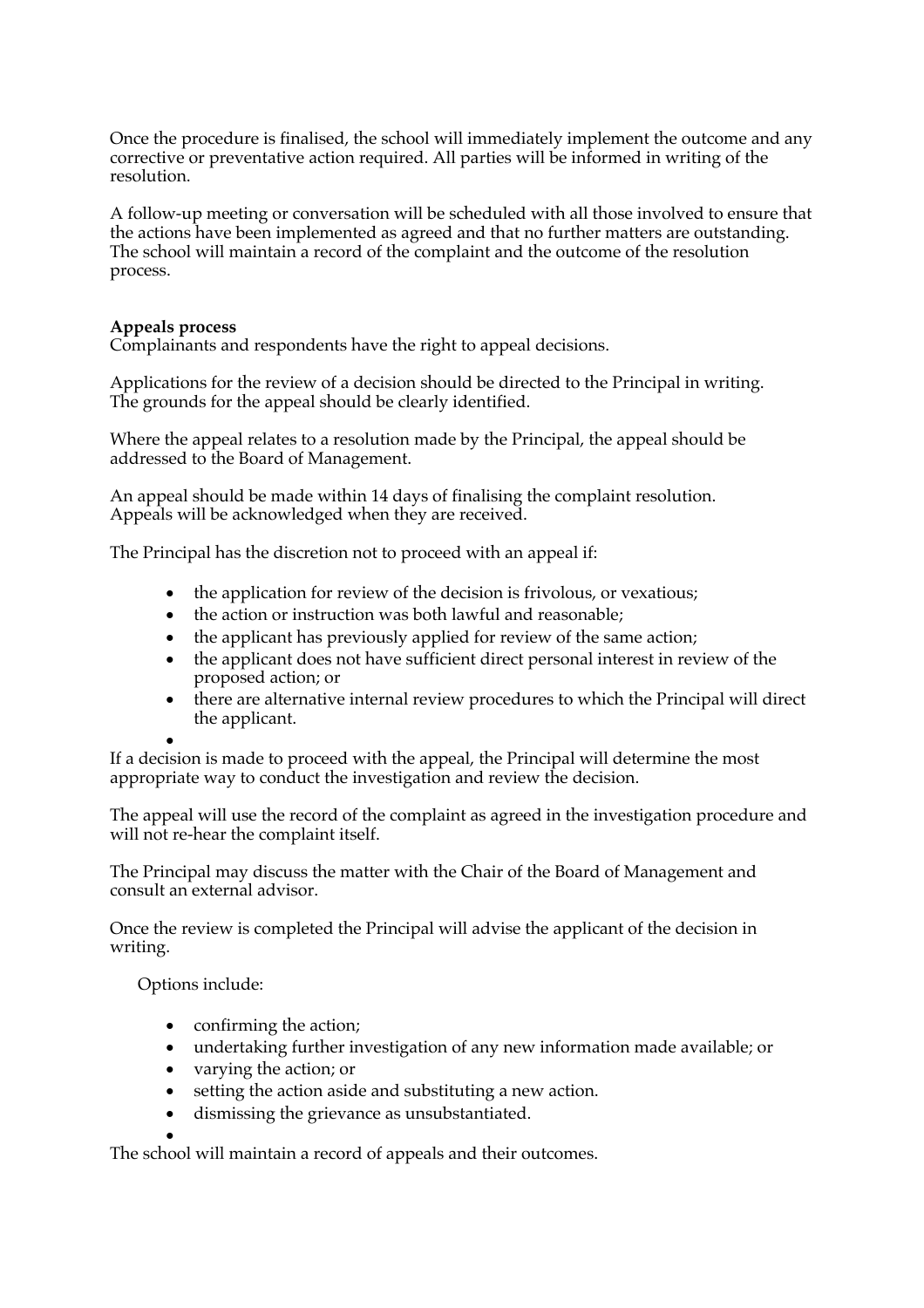Once the procedure is finalised, the school will immediately implement the outcome and any corrective or preventative action required. All parties will be informed in writing of the resolution.

A follow-up meeting or conversation will be scheduled with all those involved to ensure that the actions have been implemented as agreed and that no further matters are outstanding. The school will maintain a record of the complaint and the outcome of the resolution process.

**Appeals process**
Complainants and respondents have the right to appeal decisions.

Applications for the review of a decision should be directed to the Principal in writing. The grounds for the appeal should be clearly identified.

Where the appeal relates to a resolution made by the Principal, the appeal should be addressed to the Board of Management.

An appeal should be made within 14 days of finalising the complaint resolution. Appeals will be acknowledged when they are received.

The Principal has the discretion not to proceed with an appeal if:

- the application for review of the decision is frivolous, or vexatious;
- the action or instruction was both lawful and reasonable;
- the applicant has previously applied for review of the same action;
- the applicant does not have sufficient direct personal interest in review of the proposed action; or
- there are alternative internal review procedures to which the Principal will direct the applicant.

If a decision is made to proceed with the appeal, the Principal will determine the most appropriate way to conduct the investigation and review the decision.

The appeal will use the record of the complaint as agreed in the investigation procedure and will not re-hear the complaint itself.

The Principal may discuss the matter with the Chair of the Board of Management and consult an external advisor.

Once the review is completed the Principal will advise the applicant of the decision in writing.

Options include:

- confirming the action;
- undertaking further investigation of any new information made available; or
- varying the action; or
- setting the action aside and substituting a new action.
- dismissing the grievance as unsubstantiated.

The school will maintain a record of appeals and their outcomes.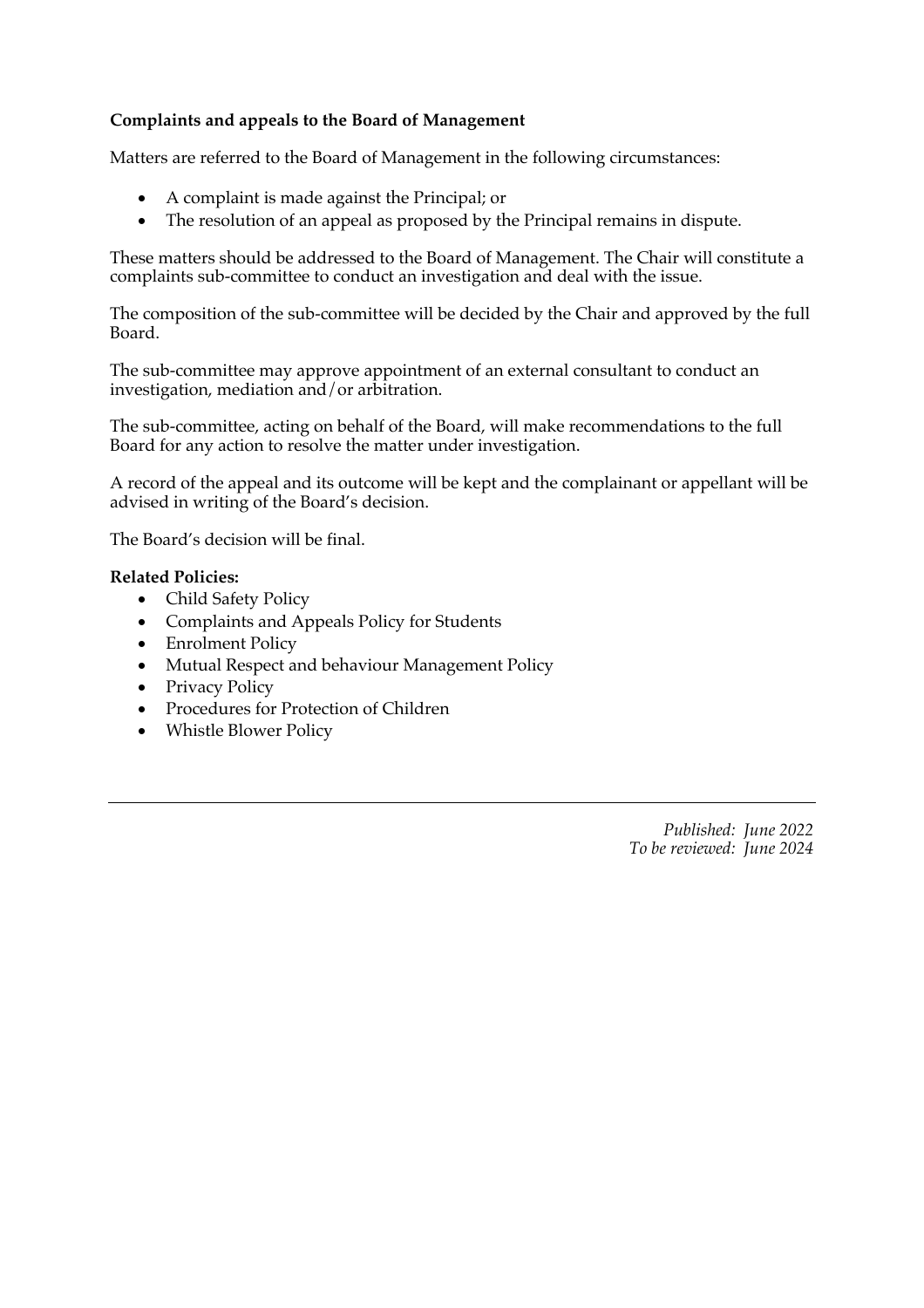**Complaints and appeals to the Board of Management**

Matters are referred to the Board of Management in the following circumstances:

- A complaint is made against the Principal; or
- The resolution of an appeal as proposed by the Principal remains in dispute.

These matters should be addressed to the Board of Management. The Chair will constitute a complaints sub-committee to conduct an investigation and deal with the issue.

The composition of the sub-committee will be decided by the Chair and approved by the full Board.

The sub-committee may approve appointment of an external consultant to conduct an investigation, mediation and/or arbitration.

The sub-committee, acting on behalf of the Board, will make recommendations to the full Board for any action to resolve the matter under investigation.

A record of the appeal and its outcome will be kept and the complainant or appellant will be advised in writing of the Board's decision.

The Board's decision will be final.

**Related Policies:**

- Child Safety Policy
- Complaints and Appeals Policy for Students
- Enrolment Policy
- Mutual Respect and behaviour Management Policy
- Privacy Policy
- Procedures for Protection of Children
- Whistle Blower Policy

---

*Published: June 2022*
*To be reviewed: June 2024*